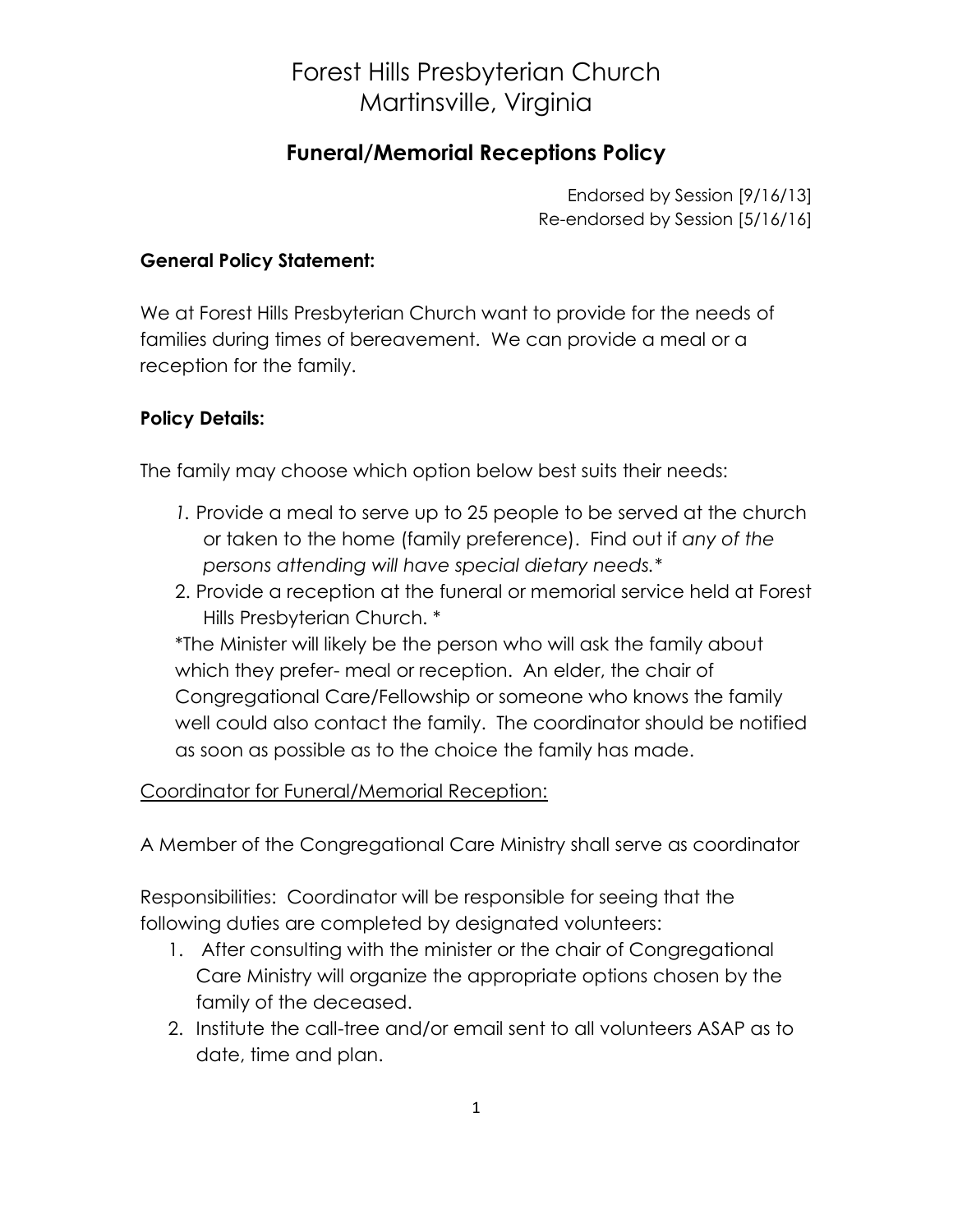# Forest Hills Presbyterian Church
# Martinsville, Virginia

## Funeral/Memorial Receptions Policy

Endorsed by Session [9/16/13]
Re-endorsed by Session [5/16/16]

**General Policy Statement:**

We at Forest Hills Presbyterian Church want to provide for the needs of families during times of bereavement. We can provide a meal or a reception for the family.

**Policy Details:**

The family may choose which option below best suits their needs:

1. Provide a meal to serve up to 25 people to be served at the church or taken to the home (family preference). Find out if *any of the persons attending will have special dietary needs.**
2. Provide a reception at the funeral or memorial service held at Forest Hills Presbyterian Church. *

*The Minister will likely be the person who will ask the family about which they prefer- meal or reception. An elder, the chair of Congregational Care/Fellowship or someone who knows the family well could also contact the family. The coordinator should be notified as soon as possible as to the choice the family has made.

<u>Coordinator for Funeral/Memorial Reception:</u>

A Member of the Congregational Care Ministry shall serve as coordinator

Responsibilities: Coordinator will be responsible for seeing that the following duties are completed by designated volunteers:

1. After consulting with the minister or the chair of Congregational Care Ministry will organize the appropriate options chosen by the family of the deceased.
2. Institute the call-tree and/or email sent to all volunteers ASAP as to date, time and plan.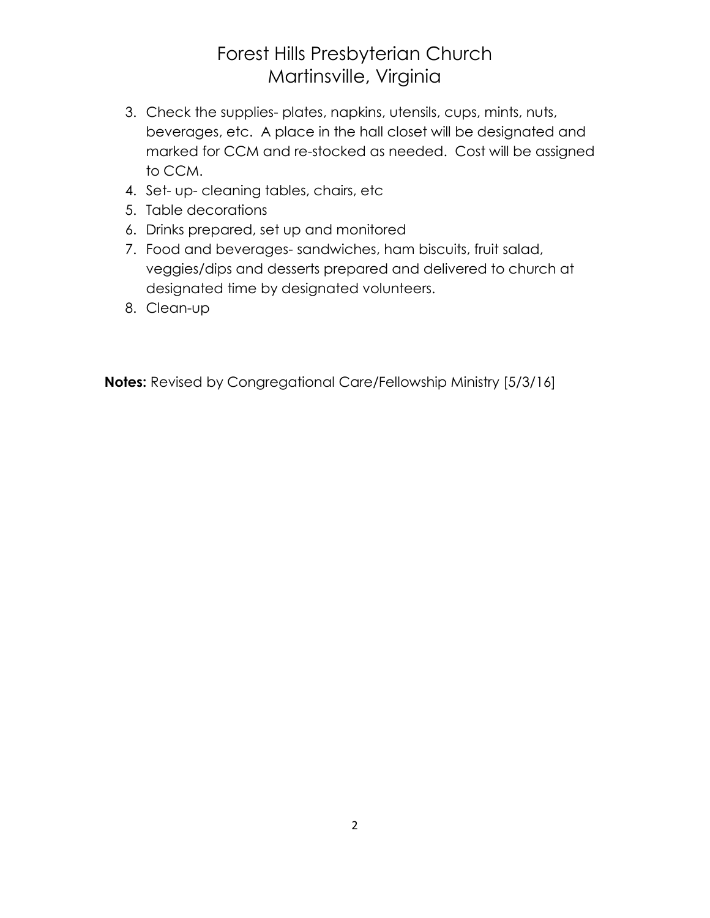3. Check the supplies- plates, napkins, utensils, cups, mints, nuts, beverages, etc. A place in the hall closet will be designated and marked for CCM and re-stocked as needed. Cost will be assigned to CCM.
4. Set- up- cleaning tables, chairs, etc
5. Table decorations
6. Drinks prepared, set up and monitored
7. Food and beverages- sandwiches, ham biscuits, fruit salad, veggies/dips and desserts prepared and delivered to church at designated time by designated volunteers.
8. Clean-up

**Notes:** Revised by Congregational Care/Fellowship Ministry [5/3/16]